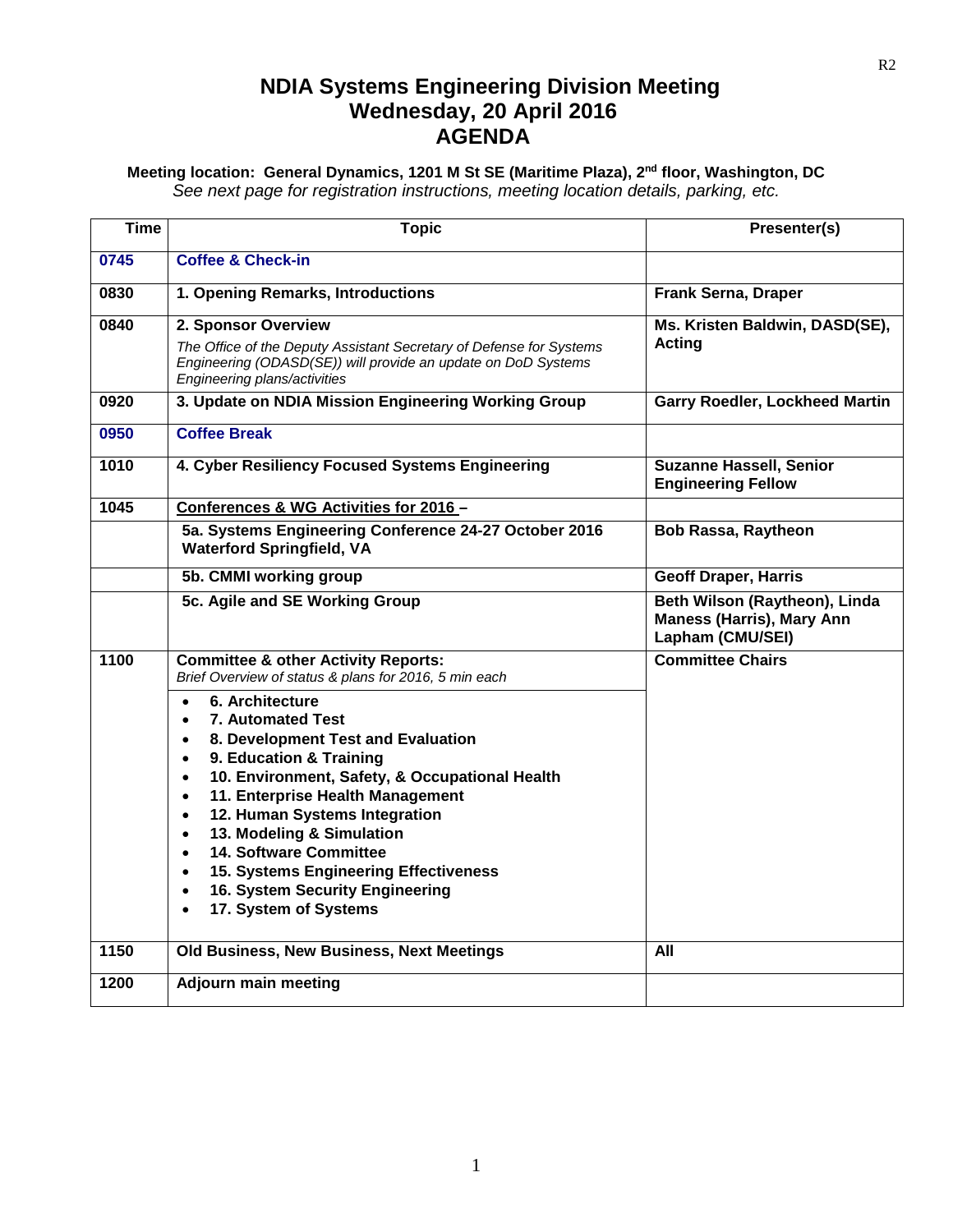# NDIA Systems Engineering Division Meeting
# Wednesday, 20 April 2016
# AGENDA

**Meeting location: General Dynamics, 1201 M St SE (Maritime Plaza), 2nd floor, Washington, DC**
*See next page for registration instructions, meeting location details, parking, etc.*

| Time | Topic | Presenter(s) |
|---|---|---|
| 0745 | **Coffee & Check-in** | |
| 0830 | **1. Opening Remarks, Introductions** | **Frank Serna, Draper** |
| 0840 | **2. Sponsor Overview** *The Office of the Deputy Assistant Secretary of Defense for Systems Engineering (ODASD(SE)) will provide an update on DoD Systems Engineering plans/activities* | **Ms. Kristen Baldwin, DASD(SE), Acting** |
| 0920 | **3. Update on NDIA Mission Engineering Working Group** | **Garry Roedler, Lockheed Martin** |
| 0950 | **Coffee Break** | |
| 1010 | **4. Cyber Resiliency Focused Systems Engineering** | **Suzanne Hassell, Senior Engineering Fellow** |
| 1045 | **Conferences & WG Activities for 2016 –** | |
| | **5a. Systems Engineering Conference 24-27 October 2016 Waterford Springfield, VA** | **Bob Rassa, Raytheon** |
| | **5b. CMMI working group** | **Geoff Draper, Harris** |
| | **5c. Agile and SE Working Group** | **Beth Wilson (Raytheon), Linda Maness (Harris), Mary Ann Lapham (CMU/SEI)** |
| 1100 | **Committee & other Activity Reports:** *Brief Overview of status & plans for 2016, 5 min each* <br> • **6. Architecture** <br> • **7. Automated Test** <br> • **8. Development Test and Evaluation** <br> • **9. Education & Training** <br> • **10. Environment, Safety, & Occupational Health** <br> • **11. Enterprise Health Management** <br> • **12. Human Systems Integration** <br> • **13. Modeling & Simulation** <br> • **14. Software Committee** <br> • **15. Systems Engineering Effectiveness** <br> • **16. System Security Engineering** <br> • **17. System of Systems** | **Committee Chairs** |
| 1150 | **Old Business, New Business, Next Meetings** | **All** |
| 1200 | **Adjourn main meeting** | |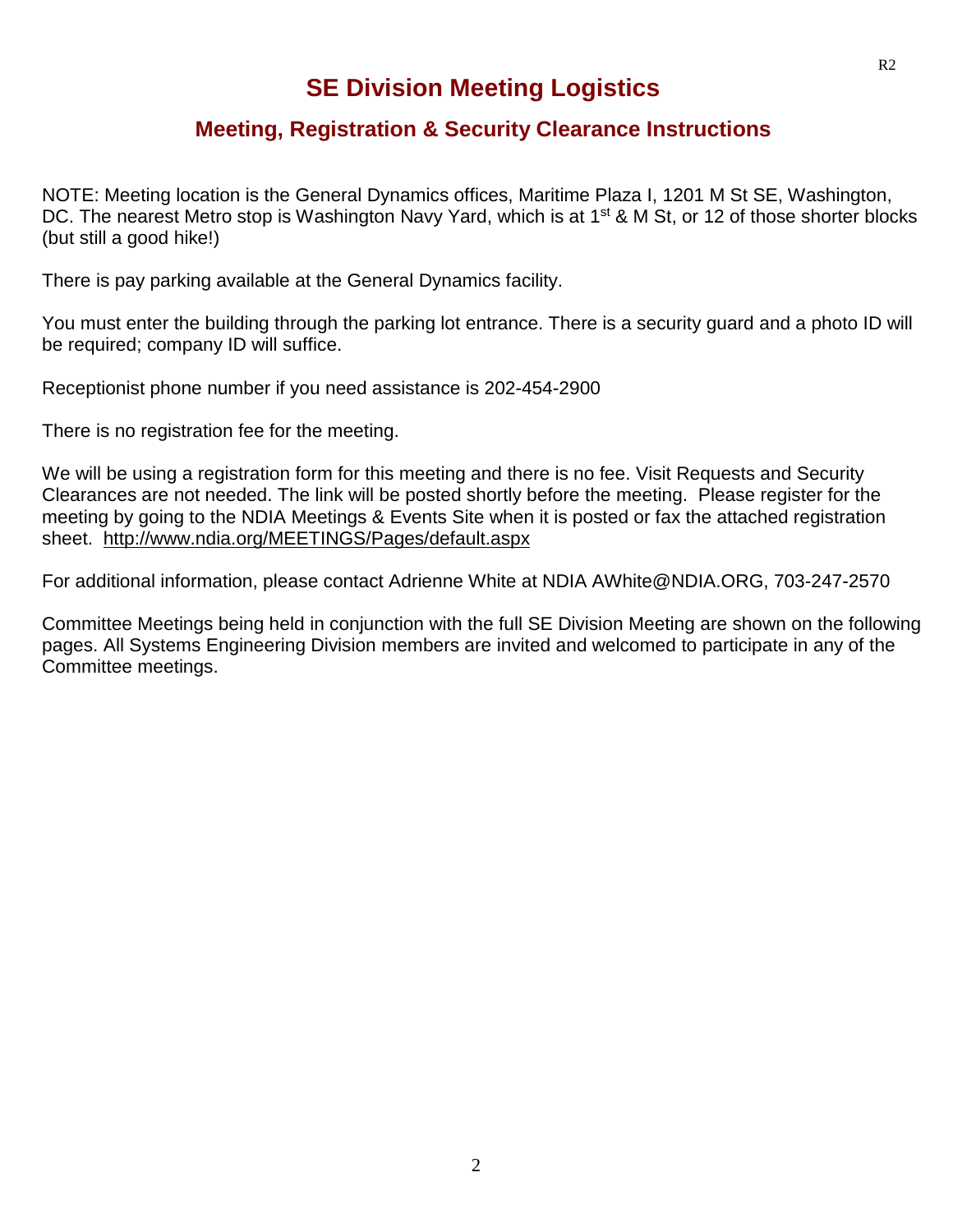# SE Division Meeting Logistics

## Meeting, Registration & Security Clearance Instructions

NOTE: Meeting location is the General Dynamics offices, Maritime Plaza I, 1201 M St SE, Washington, DC. The nearest Metro stop is Washington Navy Yard, which is at 1st & M St, or 12 of those shorter blocks (but still a good hike!)

There is pay parking available at the General Dynamics facility.

You must enter the building through the parking lot entrance. There is a security guard and a photo ID will be required; company ID will suffice.

Receptionist phone number if you need assistance is 202-454-2900

There is no registration fee for the meeting.

We will be using a registration form for this meeting and there is no fee. Visit Requests and Security Clearances are not needed. The link will be posted shortly before the meeting. Please register for the meeting by going to the NDIA Meetings & Events Site when it is posted or fax the attached registration sheet. http://www.ndia.org/MEETINGS/Pages/default.aspx

For additional information, please contact Adrienne White at NDIA AWhite@NDIA.ORG, 703-247-2570

Committee Meetings being held in conjunction with the full SE Division Meeting are shown on the following pages. All Systems Engineering Division members are invited and welcomed to participate in any of the Committee meetings.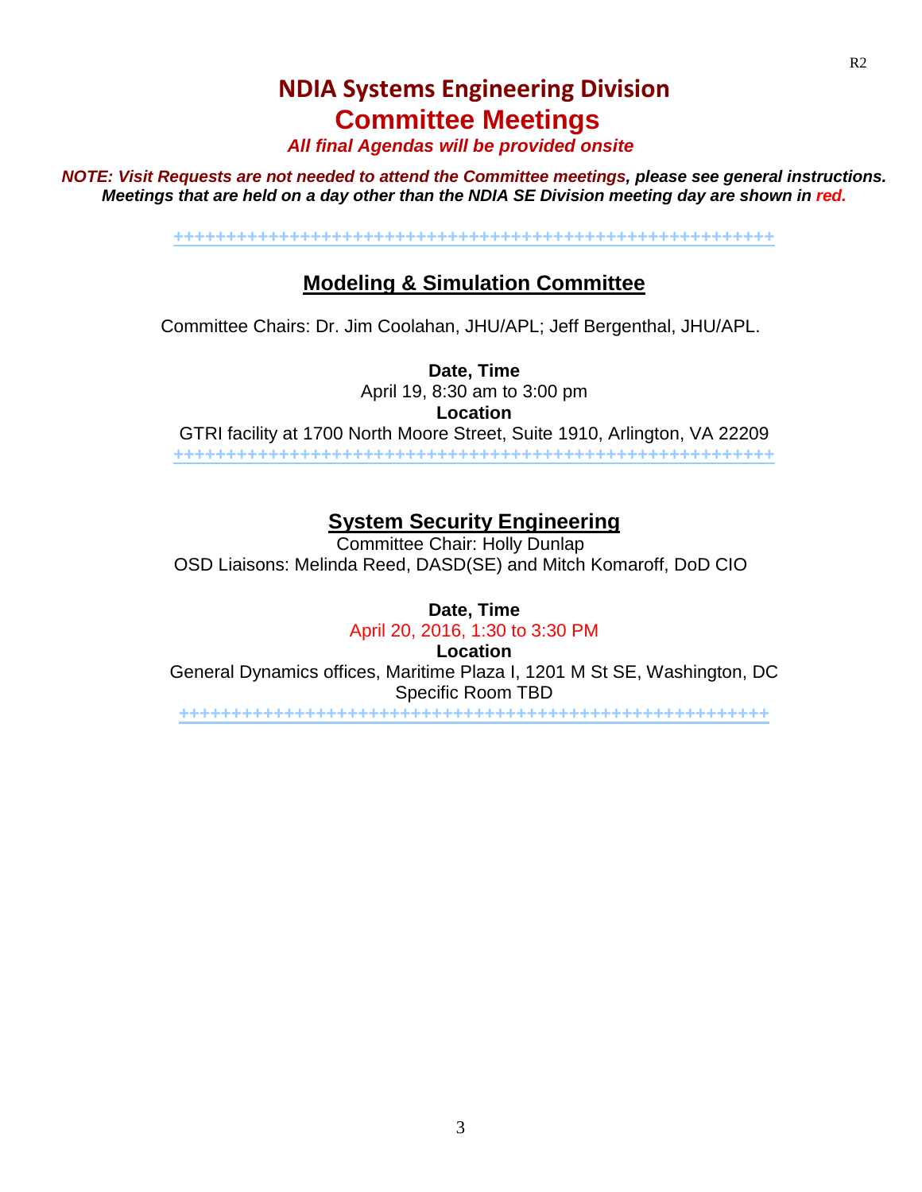# NDIA Systems Engineering Division

## Committee Meetings

***All final Agendas will be provided onsite***

***NOTE: Visit Requests are not needed to attend the Committee meetings, please see general instructions. Meetings that are held on a day other than the NDIA SE Division meeting day are shown in red.***

++++++++++++++++++++++++++++++++++++++++++++++++++++++++++

## Modeling & Simulation Committee

Committee Chairs: Dr. Jim Coolahan, JHU/APL; Jeff Bergenthal, JHU/APL.

**Date, Time**

April 19, 8:30 am to 3:00 pm

**Location**

GTRI facility at 1700 North Moore Street, Suite 1910, Arlington, VA 22209

++++++++++++++++++++++++++++++++++++++++++++++++++++++++++

## System Security Engineering

Committee Chair: Holly Dunlap

OSD Liaisons: Melinda Reed, DASD(SE) and Mitch Komaroff, DoD CIO

**Date, Time**

April 20, 2016, 1:30 to 3:30 PM

**Location**

General Dynamics offices, Maritime Plaza I, 1201 M St SE, Washington, DC

Specific Room TBD

++++++++++++++++++++++++++++++++++++++++++++++++++++++++++